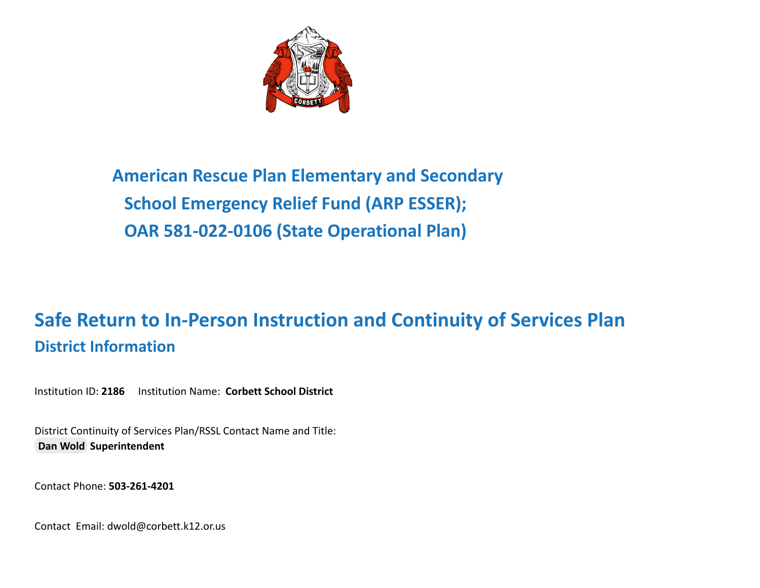# American Rescue Plan Elementary and Secondary School Emergency Relief Fund (ARP ESSER); OAR 581-022-0106 (State Operational Plan)

## Safe Return to In-Person Instruction and Continuity of Services Plan

### District Information

Institution ID: **2186** Institution Name: **Corbett School District**

District Continuity of Services Plan/RSSL Contact Name and Title:
**Dan Wold Superintendent**

Contact Phone: **503-261-4201**

Contact Email: dwold@corbett.k12.or.us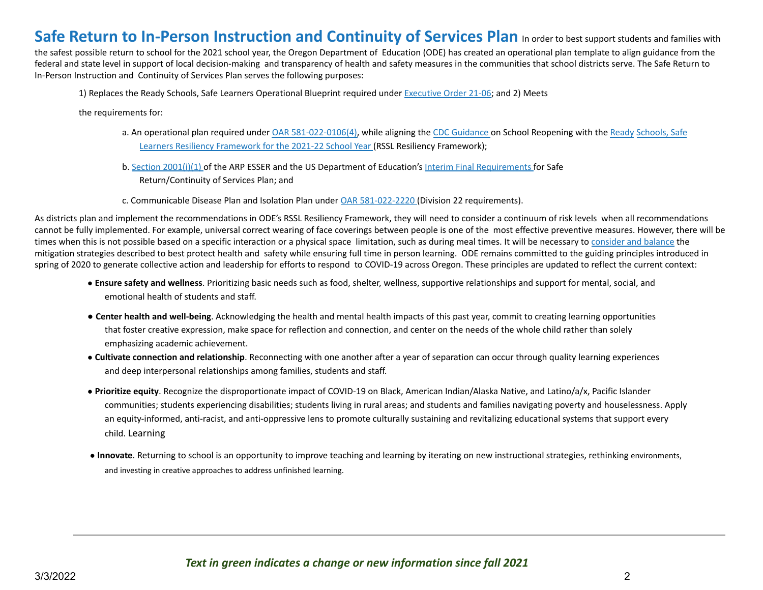# Safe Return to In-Person Instruction and Continuity of Services Plan

In order to best support students and families with the safest possible return to school for the 2021 school year, the Oregon Department of Education (ODE) has created an operational plan template to align guidance from the federal and state level in support of local decision-making and transparency of health and safety measures in the communities that school districts serve. The Safe Return to In-Person Instruction and Continuity of Services Plan serves the following purposes:

1) Replaces the Ready Schools, Safe Learners Operational Blueprint required under Executive Order 21-06; and 2) Meets the requirements for:

a. An operational plan required under OAR 581-022-0106(4), while aligning the CDC Guidance on School Reopening with the Ready Schools, Safe Learners Resiliency Framework for the 2021-22 School Year (RSSL Resiliency Framework);

b. Section 2001(i)(1) of the ARP ESSER and the US Department of Education's Interim Final Requirements for Safe Return/Continuity of Services Plan; and

c. Communicable Disease Plan and Isolation Plan under OAR 581-022-2220 (Division 22 requirements).

As districts plan and implement the recommendations in ODE's RSSL Resiliency Framework, they will need to consider a continuum of risk levels when all recommendations cannot be fully implemented. For example, universal correct wearing of face coverings between people is one of the most effective preventive measures. However, there will be times when this is not possible based on a specific interaction or a physical space limitation, such as during meal times. It will be necessary to consider and balance the mitigation strategies described to best protect health and safety while ensuring full time in person learning. ODE remains committed to the guiding principles introduced in spring of 2020 to generate collective action and leadership for efforts to respond to COVID-19 across Oregon. These principles are updated to reflect the current context:

- **Ensure safety and wellness**. Prioritizing basic needs such as food, shelter, wellness, supportive relationships and support for mental, social, and emotional health of students and staff.
- **Center health and well-being**. Acknowledging the health and mental health impacts of this past year, commit to creating learning opportunities that foster creative expression, make space for reflection and connection, and center on the needs of the whole child rather than solely emphasizing academic achievement.
- **Cultivate connection and relationship**. Reconnecting with one another after a year of separation can occur through quality learning experiences and deep interpersonal relationships among families, students and staff.
- **Prioritize equity**. Recognize the disproportionate impact of COVID-19 on Black, American Indian/Alaska Native, and Latino/a/x, Pacific Islander communities; students experiencing disabilities; students living in rural areas; and students and families navigating poverty and houselessness. Apply an equity-informed, anti-racist, and anti-oppressive lens to promote culturally sustaining and revitalizing educational systems that support every child. Learning
- **Innovate**. Returning to school is an opportunity to improve teaching and learning by iterating on new instructional strategies, rethinking environments, and investing in creative approaches to address unfinished learning.

*Text in green indicates a change or new information since fall 2021*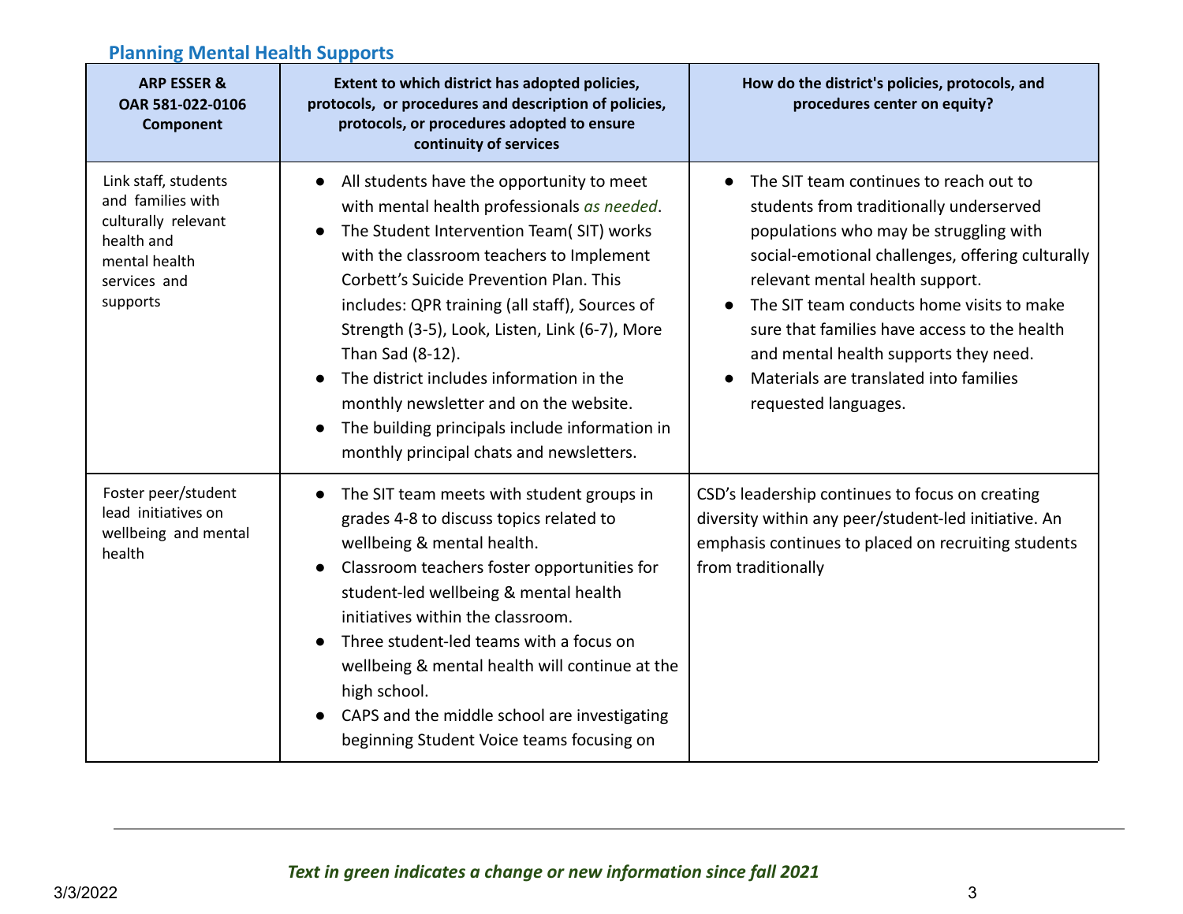## Planning Mental Health Supports

| ARP ESSER & OAR 581-022-0106 Component | Extent to which district has adopted policies, protocols, or procedures and description of policies, protocols, or procedures adopted to ensure continuity of services | How do the district's policies, protocols, and procedures center on equity? |
| --- | --- | --- |
| Link staff, students and families with culturally relevant health and mental health services and supports | • All students have the opportunity to meet with mental health professionals *as needed*.<br>• The Student Intervention Team( SIT) works with the classroom teachers to Implement Corbett's Suicide Prevention Plan. This includes: QPR training (all staff), Sources of Strength (3-5), Look, Listen, Link (6-7), More Than Sad (8-12).<br>• The district includes information in the monthly newsletter and on the website.<br>• The building principals include information in monthly principal chats and newsletters. | • The SIT team continues to reach out to students from traditionally underserved populations who may be struggling with social-emotional challenges, offering culturally relevant mental health support.<br>• The SIT team conducts home visits to make sure that families have access to the health and mental health supports they need.<br>• Materials are translated into families requested languages. |
| Foster peer/student lead initiatives on wellbeing and mental health | • The SIT team meets with student groups in grades 4-8 to discuss topics related to wellbeing & mental health.<br>• Classroom teachers foster opportunities for student-led wellbeing & mental health initiatives within the classroom.<br>• Three student-led teams with a focus on wellbeing & mental health will continue at the high school.<br>• CAPS and the middle school are investigating beginning Student Voice teams focusing on | CSD's leadership continues to focus on creating diversity within any peer/student-led initiative. An emphasis continues to placed on recruiting students from traditionally |

***Text in green indicates a change or new information since fall 2021***

3/3/2022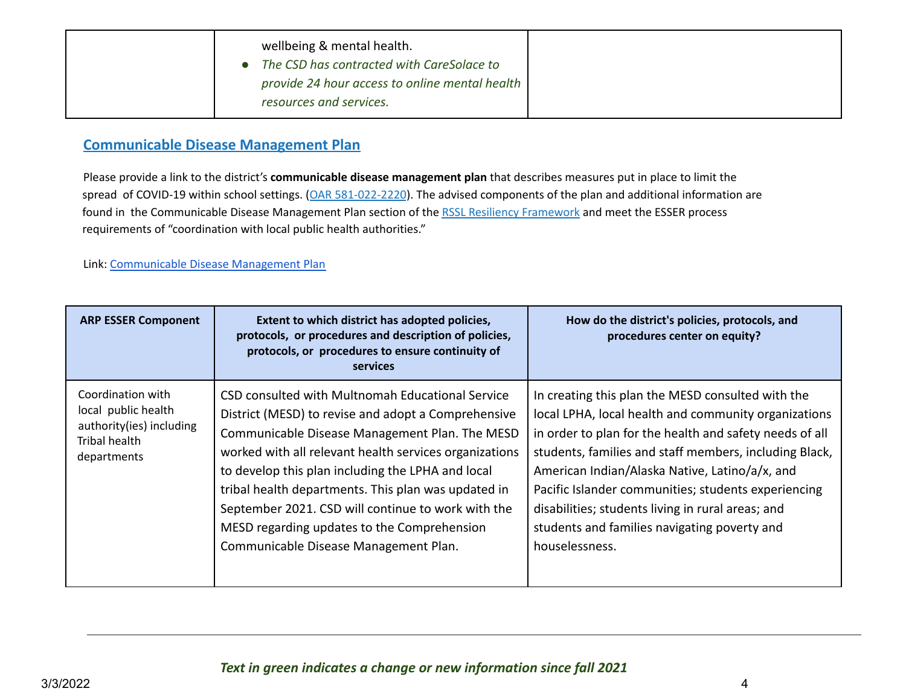| | wellbeing & mental health.<br>● *The CSD has contracted with CareSolace to provide 24 hour access to online mental health resources and services.* | |
|---|---|---|

## Communicable Disease Management Plan

Please provide a link to the district's **communicable disease management plan** that describes measures put in place to limit the spread of COVID-19 within school settings. (OAR 581-022-2220). The advised components of the plan and additional information are found in the Communicable Disease Management Plan section of the RSSL Resiliency Framework and meet the ESSER process requirements of "coordination with local public health authorities."

Link: Communicable Disease Management Plan

| ARP ESSER Component | Extent to which district has adopted policies, protocols, or procedures and description of policies, protocols, or procedures to ensure continuity of services | How do the district's policies, protocols, and procedures center on equity? |
|---|---|---|
| Coordination with local public health authority(ies) including Tribal health departments | CSD consulted with Multnomah Educational Service District (MESD) to revise and adopt a Comprehensive Communicable Disease Management Plan. The MESD worked with all relevant health services organizations to develop this plan including the LPHA and local tribal health departments. This plan was updated in September 2021. CSD will continue to work with the MESD regarding updates to the Comprehension Communicable Disease Management Plan. | In creating this plan the MESD consulted with the local LPHA, local health and community organizations in order to plan for the health and safety needs of all students, families and staff members, including Black, American Indian/Alaska Native, Latino/a/x, and Pacific Islander communities; students experiencing disabilities; students living in rural areas; and students and families navigating poverty and houselessness. |

***Text in green indicates a change or new information since fall 2021***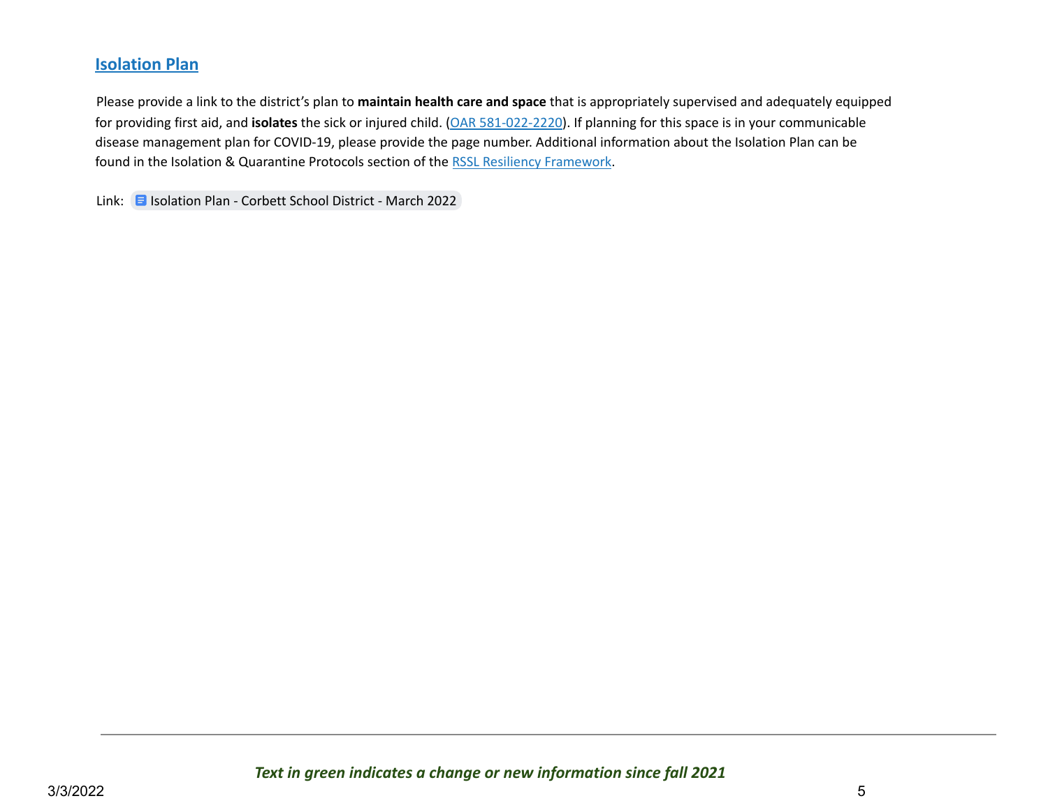## Isolation Plan

Please provide a link to the district's plan to **maintain health care and space** that is appropriately supervised and adequately equipped for providing first aid, and **isolates** the sick or injured child. (OAR 581-022-2220). If planning for this space is in your communicable disease management plan for COVID-19, please provide the page number. Additional information about the Isolation Plan can be found in the Isolation & Quarantine Protocols section of the RSSL Resiliency Framework.

Link: Isolation Plan - Corbett School District - March 2022

*Text in green indicates a change or new information since fall 2021*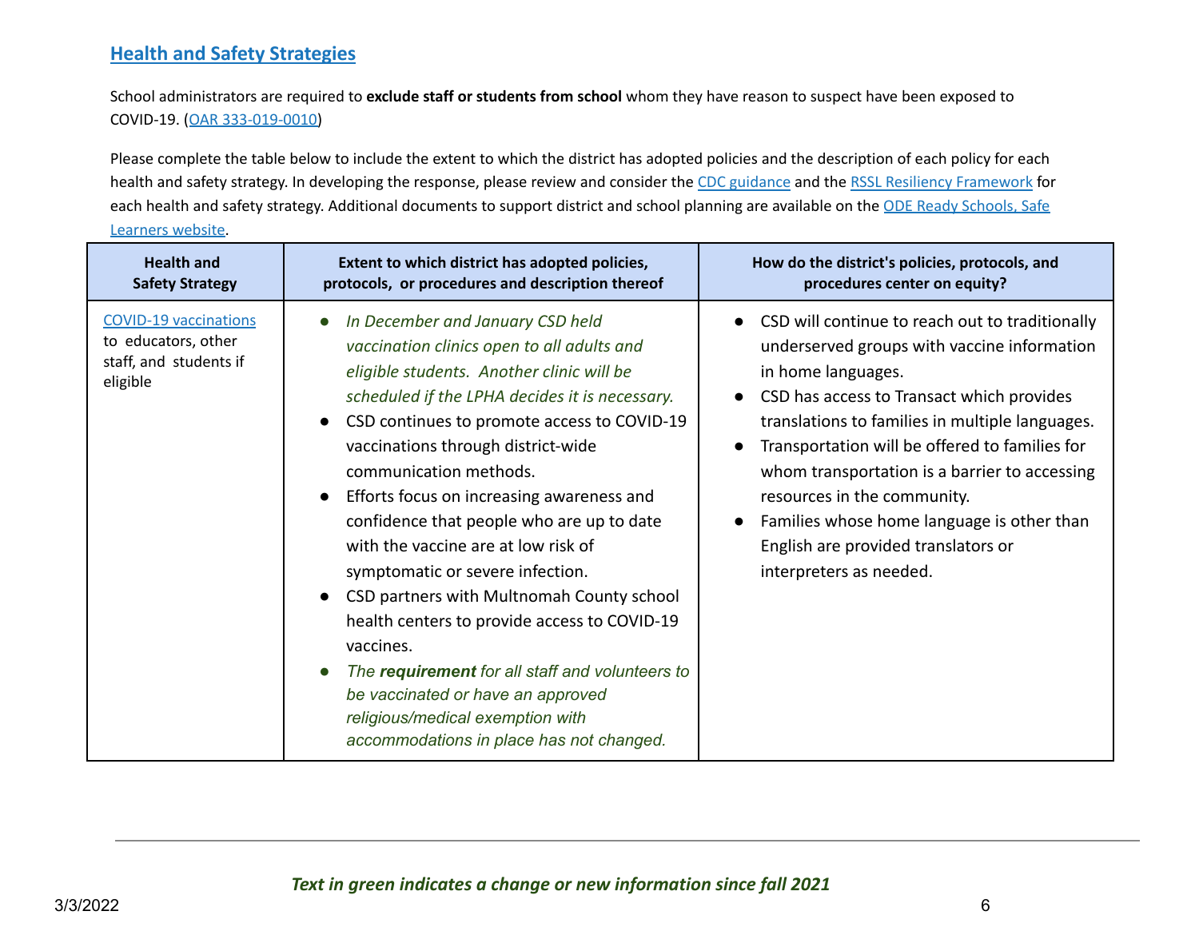## Health and Safety Strategies

School administrators are required to **exclude staff or students from school** whom they have reason to suspect have been exposed to COVID-19. (OAR 333-019-0010)

Please complete the table below to include the extent to which the district has adopted policies and the description of each policy for each health and safety strategy. In developing the response, please review and consider the CDC guidance and the RSSL Resiliency Framework for each health and safety strategy. Additional documents to support district and school planning are available on the ODE Ready Schools, Safe Learners website.

| Health and Safety Strategy | Extent to which district has adopted policies, protocols, or procedures and description thereof | How do the district's policies, protocols, and procedures center on equity? |
|---|---|---|
| COVID-19 vaccinations to educators, other staff, and students if eligible | • *In December and January CSD held vaccination clinics open to all adults and eligible students. Another clinic will be scheduled if the LPHA decides it is necessary.*<br>• CSD continues to promote access to COVID-19 vaccinations through district-wide communication methods.<br>• Efforts focus on increasing awareness and confidence that people who are up to date with the vaccine are at low risk of symptomatic or severe infection.<br>• CSD partners with Multnomah County school health centers to provide access to COVID-19 vaccines.<br>• *The **requirement** for all staff and volunteers to be vaccinated or have an approved religious/medical exemption with accommodations in place has not changed.* | • CSD will continue to reach out to traditionally underserved groups with vaccine information in home languages.<br>• CSD has access to Transact which provides translations to families in multiple languages.<br>• Transportation will be offered to families for whom transportation is a barrier to accessing resources in the community.<br>• Families whose home language is other than English are provided translators or interpreters as needed. |

***Text in green indicates a change or new information since fall 2021***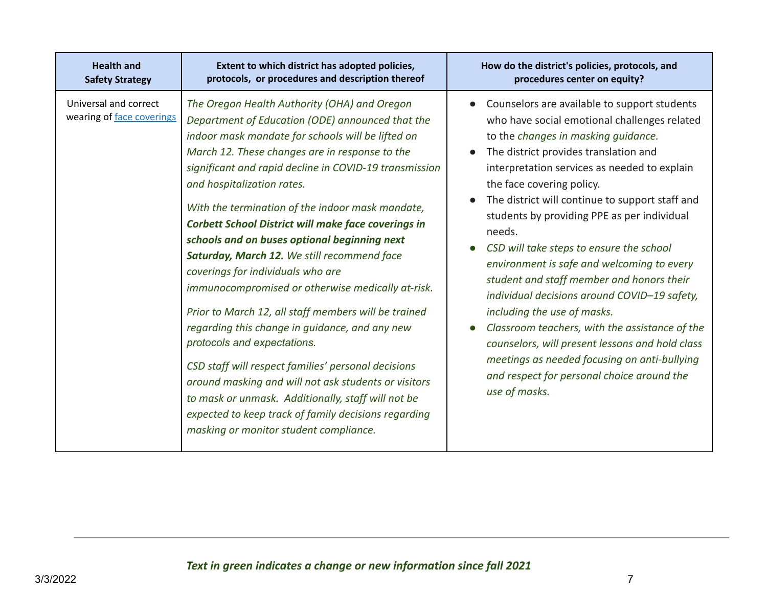| Health and Safety Strategy | Extent to which district has adopted policies, protocols, or procedures and description thereof | How do the district's policies, protocols, and procedures center on equity? |
|---|---|---|
| Universal and correct wearing of [face coverings]() | *The Oregon Health Authority (OHA) and Oregon Department of Education (ODE) announced that the indoor mask mandate for schools will be lifted on March 12. These changes are in response to the significant and rapid decline in COVID-19 transmission and hospitalization rates.*<br><br>*With the termination of the indoor mask mandate,* ***Corbett School District will make face coverings in schools and on buses optional beginning next Saturday, March 12.*** *We still recommend face coverings for individuals who are immunocompromised or otherwise medically at-risk.*<br><br>*Prior to March 12, all staff members will be trained regarding this change in guidance, and any new protocols and expectations.*<br><br>*CSD staff will respect families' personal decisions around masking and will not ask students or visitors to mask or unmask. Additionally, staff will not be expected to keep track of family decisions regarding masking or monitor student compliance.* | • Counselors are available to support students who have social emotional challenges related to the *changes in masking guidance.*<br>• The district provides translation and interpretation services as needed to explain the face covering policy.<br>• The district will continue to support staff and students by providing PPE as per individual needs.<br>• *CSD will take steps to ensure the school environment is safe and welcoming to every student and staff member and honors their individual decisions around COVID–19 safety, including the use of masks.*<br>• *Classroom teachers, with the assistance of the counselors, will present lessons and hold class meetings as needed focusing on anti-bullying and respect for personal choice around the use of masks.* |

***Text in green indicates a change or new information since fall 2021***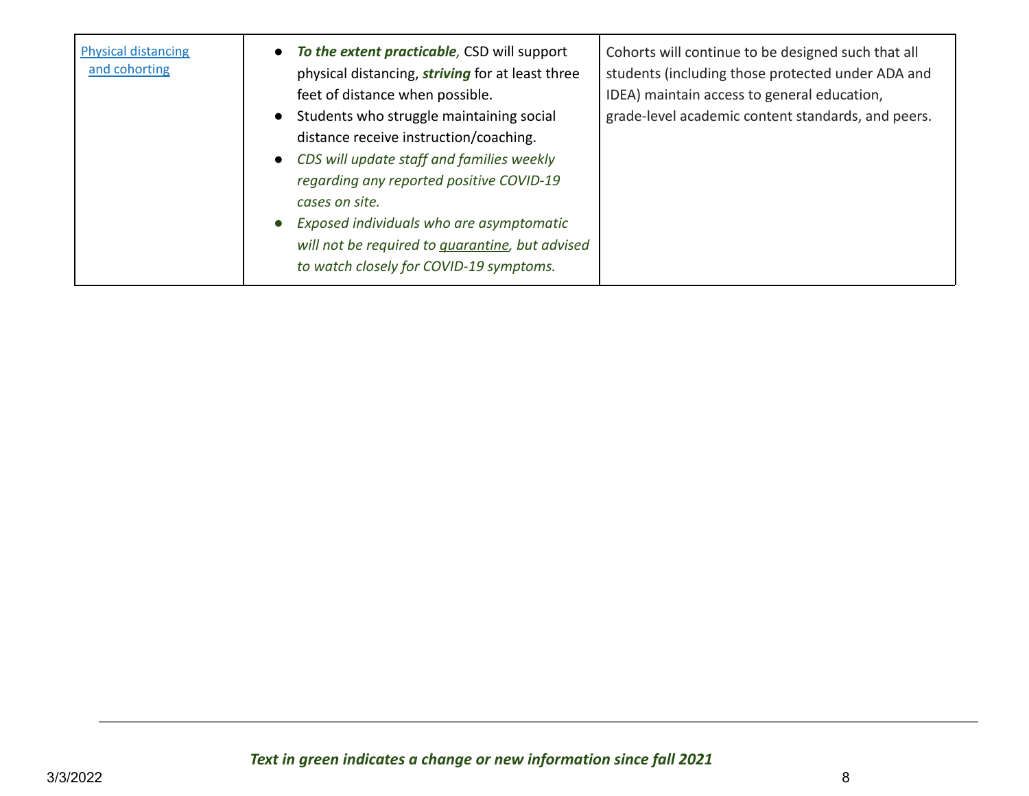| | | |
|---|---|---|
| [Physical distancing and cohorting]() | • ***To the extent practicable,*** CSD will support physical distancing, ***striving*** for at least three feet of distance when possible.<br>• Students who struggle maintaining social distance receive instruction/coaching.<br>• *CDS will update staff and families weekly regarding any reported positive COVID-19 cases on site.*<br>• *Exposed individuals who are asymptomatic will not be required to quarantine, but advised to watch closely for COVID-19 symptoms.* | Cohorts will continue to be designed such that all students (including those protected under ADA and IDEA) maintain access to general education, grade-level academic content standards, and peers. |

***Text in green indicates a change or new information since fall 2021***

3/3/2022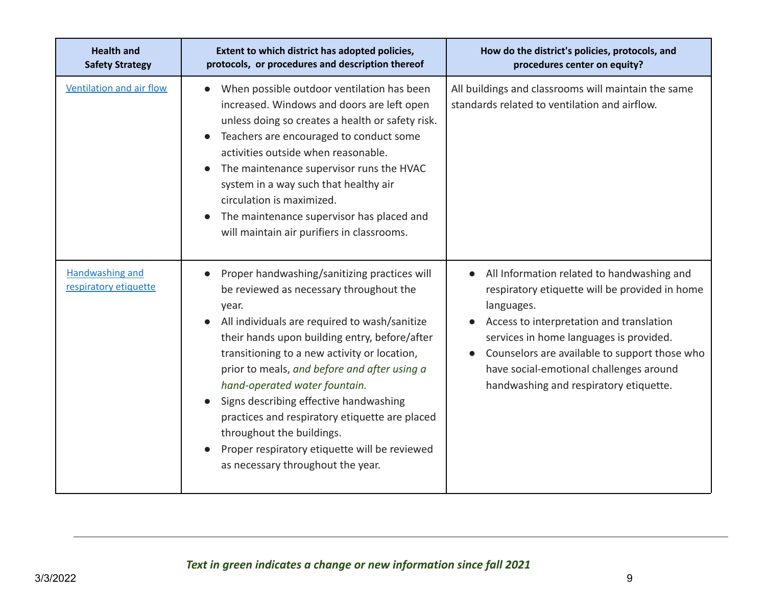| Health and Safety Strategy | Extent to which district has adopted policies, protocols, or procedures and description thereof | How do the district's policies, protocols, and procedures center on equity? |
|---|---|---|
| Ventilation and air flow | • When possible outdoor ventilation has been increased. Windows and doors are left open unless doing so creates a health or safety risk.<br>• Teachers are encouraged to conduct some activities outside when reasonable.<br>• The maintenance supervisor runs the HVAC system in a way such that healthy air circulation is maximized.<br>• The maintenance supervisor has placed and will maintain air purifiers in classrooms. | All buildings and classrooms will maintain the same standards related to ventilation and airflow. |
| Handwashing and respiratory etiquette | • Proper handwashing/sanitizing practices will be reviewed as necessary throughout the year.<br>• All individuals are required to wash/sanitize their hands upon building entry, before/after transitioning to a new activity or location, prior to meals, *and before and after using a hand-operated water fountain.*<br>• Signs describing effective handwashing practices and respiratory etiquette are placed throughout the buildings.<br>• Proper respiratory etiquette will be reviewed as necessary throughout the year. | • All Information related to handwashing and respiratory etiquette will be provided in home languages.<br>• Access to interpretation and translation services in home languages is provided.<br>• Counselors are available to support those who have social-emotional challenges around handwashing and respiratory etiquette. |

***Text in green indicates a change or new information since fall 2021***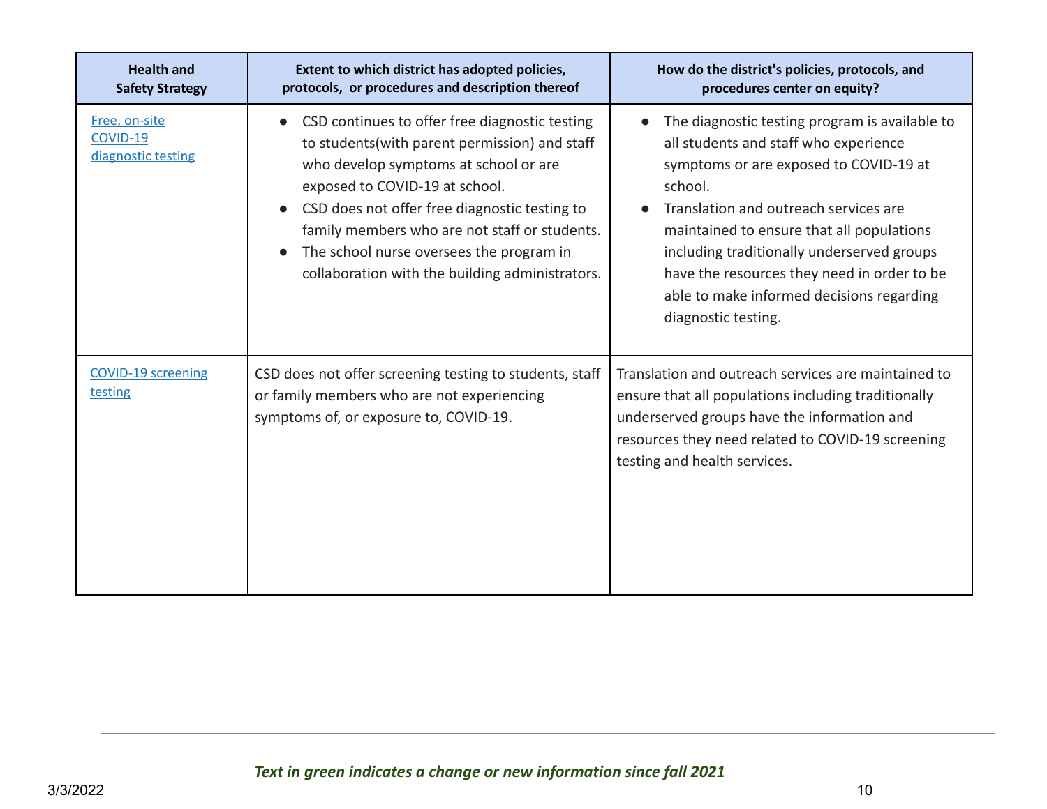| Health and Safety Strategy | Extent to which district has adopted policies, protocols, or procedures and description thereof | How do the district's policies, protocols, and procedures center on equity? |
|---|---|---|
| Free, on-site COVID-19 diagnostic testing | • CSD continues to offer free diagnostic testing to students(with parent permission) and staff who develop symptoms at school or are exposed to COVID-19 at school.<br>• CSD does not offer free diagnostic testing to family members who are not staff or students.<br>• The school nurse oversees the program in collaboration with the building administrators. | • The diagnostic testing program is available to all students and staff who experience symptoms or are exposed to COVID-19 at school.<br>• Translation and outreach services are maintained to ensure that all populations including traditionally underserved groups have the resources they need in order to be able to make informed decisions regarding diagnostic testing. |
| COVID-19 screening testing | CSD does not offer screening testing to students, staff or family members who are not experiencing symptoms of, or exposure to, COVID-19. | Translation and outreach services are maintained to ensure that all populations including traditionally underserved groups have the information and resources they need related to COVID-19 screening testing and health services. |

*Text in green indicates a change or new information since fall 2021*

3/3/2022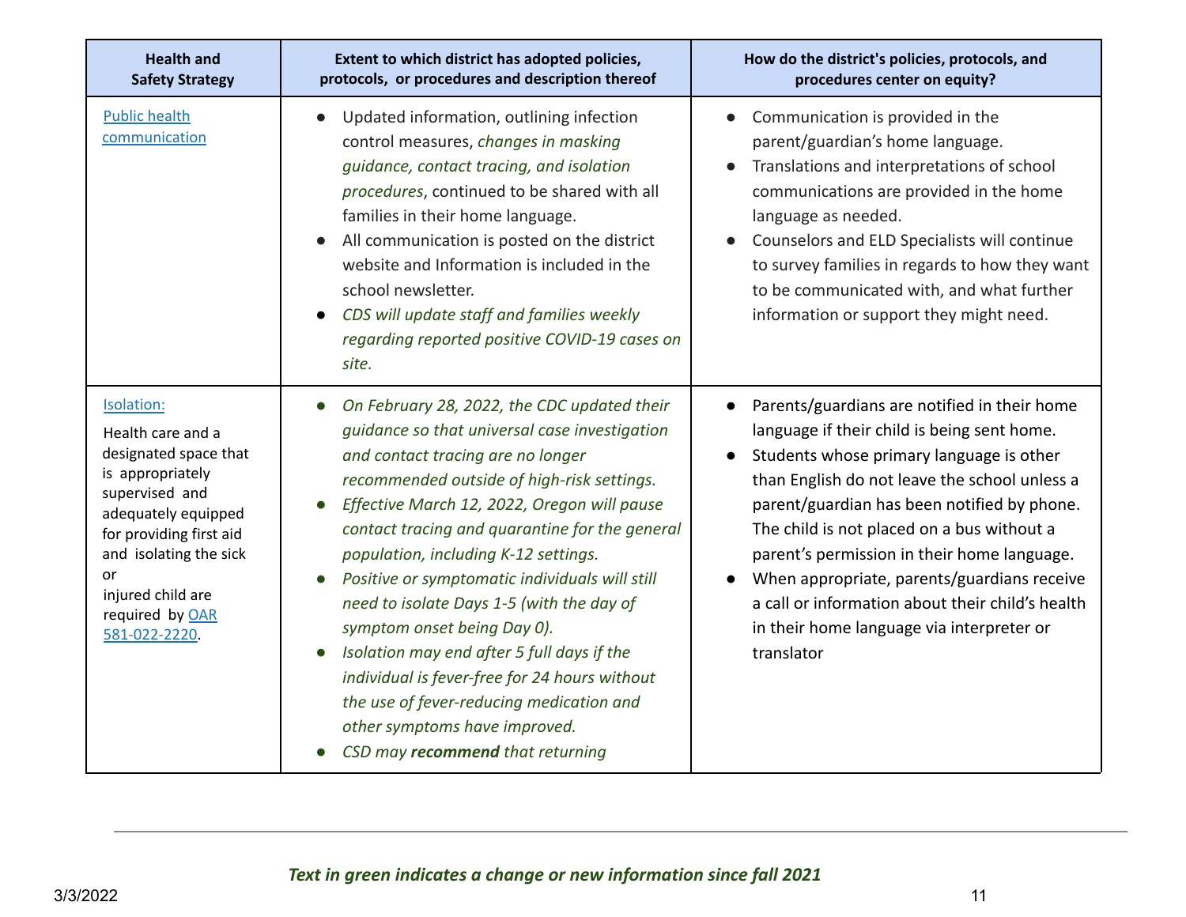| Health and Safety Strategy | Extent to which district has adopted policies, protocols, or procedures and description thereof | How do the district's policies, protocols, and procedures center on equity? |
|---|---|---|
| Public health communication | • Updated information, outlining infection control measures, *changes in masking guidance, contact tracing, and isolation procedures*, continued to be shared with all families in their home language.<br>• All communication is posted on the district website and Information is included in the school newsletter.<br>• *CDS will update staff and families weekly regarding reported positive COVID-19 cases on site.* | • Communication is provided in the parent/guardian's home language.<br>• Translations and interpretations of school communications are provided in the home language as needed.<br>• Counselors and ELD Specialists will continue to survey families in regards to how they want to be communicated with, and what further information or support they might need. |
| Isolation:<br>Health care and a designated space that is appropriately supervised and adequately equipped for providing first aid and isolating the sick or injured child are required by OAR 581-022-2220. | • *On February 28, 2022, the CDC updated their guidance so that universal case investigation and contact tracing are no longer recommended outside of high-risk settings.*<br>• *Effective March 12, 2022, Oregon will pause contact tracing and quarantine for the general population, including K-12 settings.*<br>• *Positive or symptomatic individuals will still need to isolate Days 1-5 (with the day of symptom onset being Day 0).*<br>• *Isolation may end after 5 full days if the individual is fever-free for 24 hours without the use of fever-reducing medication and other symptoms have improved.*<br>• *CSD may **recommend** that returning* | • Parents/guardians are notified in their home language if their child is being sent home.<br>• Students whose primary language is other than English do not leave the school unless a parent/guardian has been notified by phone. The child is not placed on a bus without a parent's permission in their home language.<br>• When appropriate, parents/guardians receive a call or information about their child's health in their home language via interpreter or translator |

***Text in green indicates a change or new information since fall 2021***

3/3/2022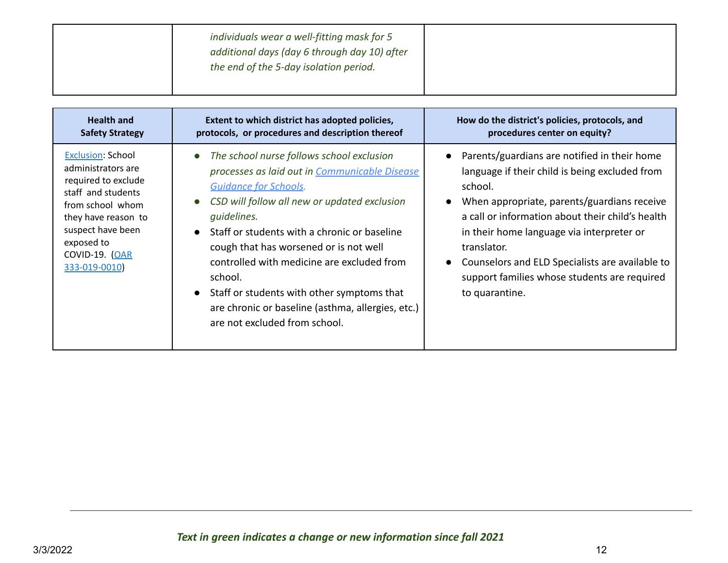| | | |
|---|---|---|
| | *individuals wear a well-fitting mask for 5 additional days (day 6 through day 10) after the end of the 5-day isolation period.* | |

| Health and Safety Strategy | Extent to which district has adopted policies, protocols, or procedures and description thereof | How do the district's policies, protocols, and procedures center on equity? |
|---|---|---|
| Exclusion: School administrators are required to exclude staff and students from school whom they have reason to suspect have been exposed to COVID-19. (OAR 333-019-0010) | • *The school nurse follows school exclusion processes as laid out in Communicable Disease Guidance for Schools.*<br>• *CSD will follow all new or updated exclusion guidelines.*<br>• Staff or students with a chronic or baseline cough that has worsened or is not well controlled with medicine are excluded from school.<br>• Staff or students with other symptoms that are chronic or baseline (asthma, allergies, etc.) are not excluded from school. | • Parents/guardians are notified in their home language if their child is being excluded from school.<br>• When appropriate, parents/guardians receive a call or information about their child's health in their home language via interpreter or translator.<br>• Counselors and ELD Specialists are available to support families whose students are required to quarantine. |

***Text in green indicates a change or new information since fall 2021***

3/3/2022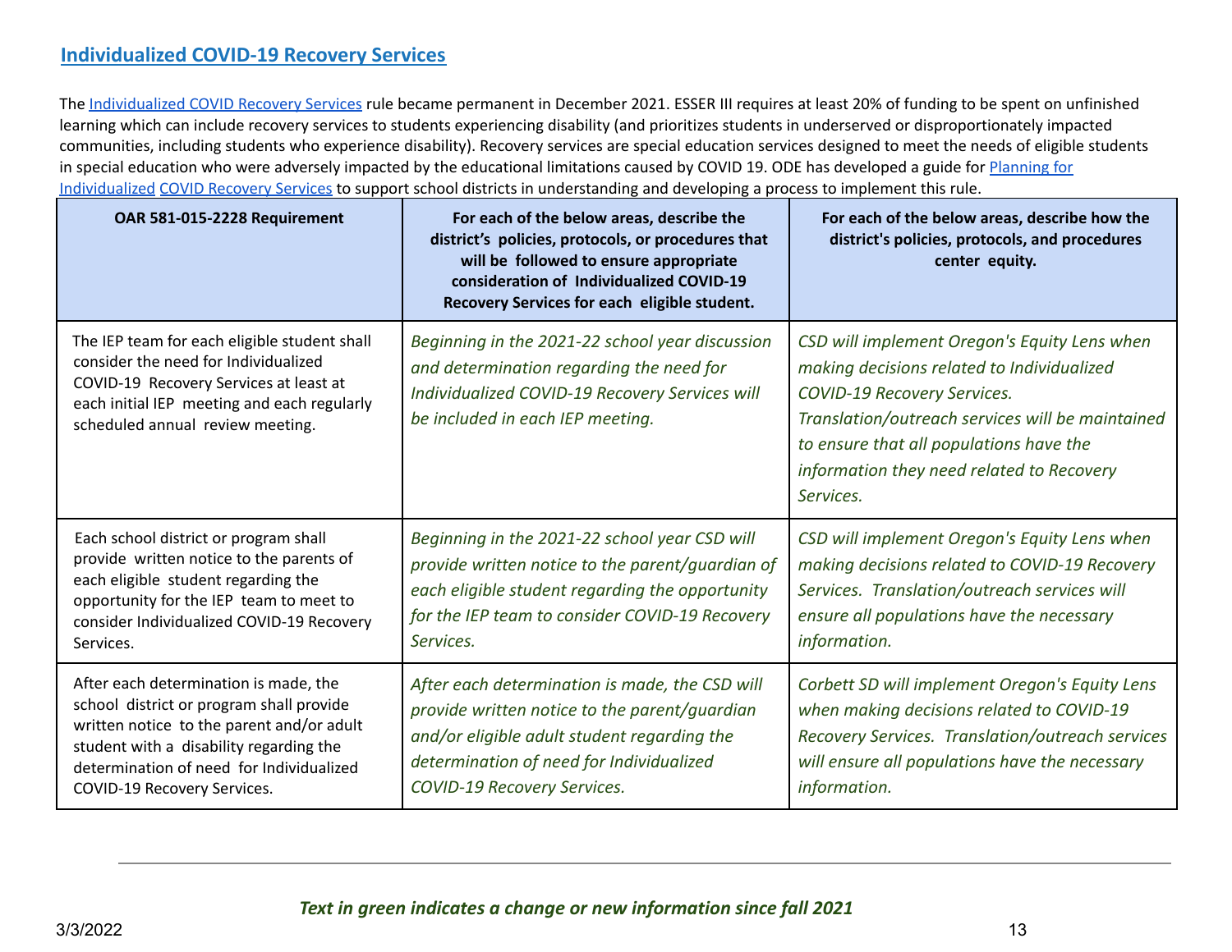## Individualized COVID-19 Recovery Services

The Individualized COVID Recovery Services rule became permanent in December 2021. ESSER III requires at least 20% of funding to be spent on unfinished learning which can include recovery services to students experiencing disability (and prioritizes students in underserved or disproportionately impacted communities, including students who experience disability). Recovery services are special education services designed to meet the needs of eligible students in special education who were adversely impacted by the educational limitations caused by COVID 19. ODE has developed a guide for Planning for Individualized COVID Recovery Services to support school districts in understanding and developing a process to implement this rule.

| OAR 581-015-2228 Requirement | For each of the below areas, describe the district's policies, protocols, or procedures that will be followed to ensure appropriate consideration of Individualized COVID-19 Recovery Services for each eligible student. | For each of the below areas, describe how the district's policies, protocols, and procedures center equity. |
|---|---|---|
| The IEP team for each eligible student shall consider the need for Individualized COVID-19 Recovery Services at least at each initial IEP meeting and each regularly scheduled annual review meeting. | *Beginning in the 2021-22 school year discussion and determination regarding the need for Individualized COVID-19 Recovery Services will be included in each IEP meeting.* | *CSD will implement Oregon's Equity Lens when making decisions related to Individualized COVID-19 Recovery Services. Translation/outreach services will be maintained to ensure that all populations have the information they need related to Recovery Services.* |
| Each school district or program shall provide written notice to the parents of each eligible student regarding the opportunity for the IEP team to meet to consider Individualized COVID-19 Recovery Services. | *Beginning in the 2021-22 school year CSD will provide written notice to the parent/guardian of each eligible student regarding the opportunity for the IEP team to consider COVID-19 Recovery Services.* | *CSD will implement Oregon's Equity Lens when making decisions related to COVID-19 Recovery Services. Translation/outreach services will ensure all populations have the necessary information.* |
| After each determination is made, the school district or program shall provide written notice to the parent and/or adult student with a disability regarding the determination of need for Individualized COVID-19 Recovery Services. | *After each determination is made, the CSD will provide written notice to the parent/guardian and/or eligible adult student regarding the determination of need for Individualized COVID-19 Recovery Services.* | *Corbett SD will implement Oregon's Equity Lens when making decisions related to COVID-19 Recovery Services. Translation/outreach services will ensure all populations have the necessary information.* |

***Text in green indicates a change or new information since fall 2021***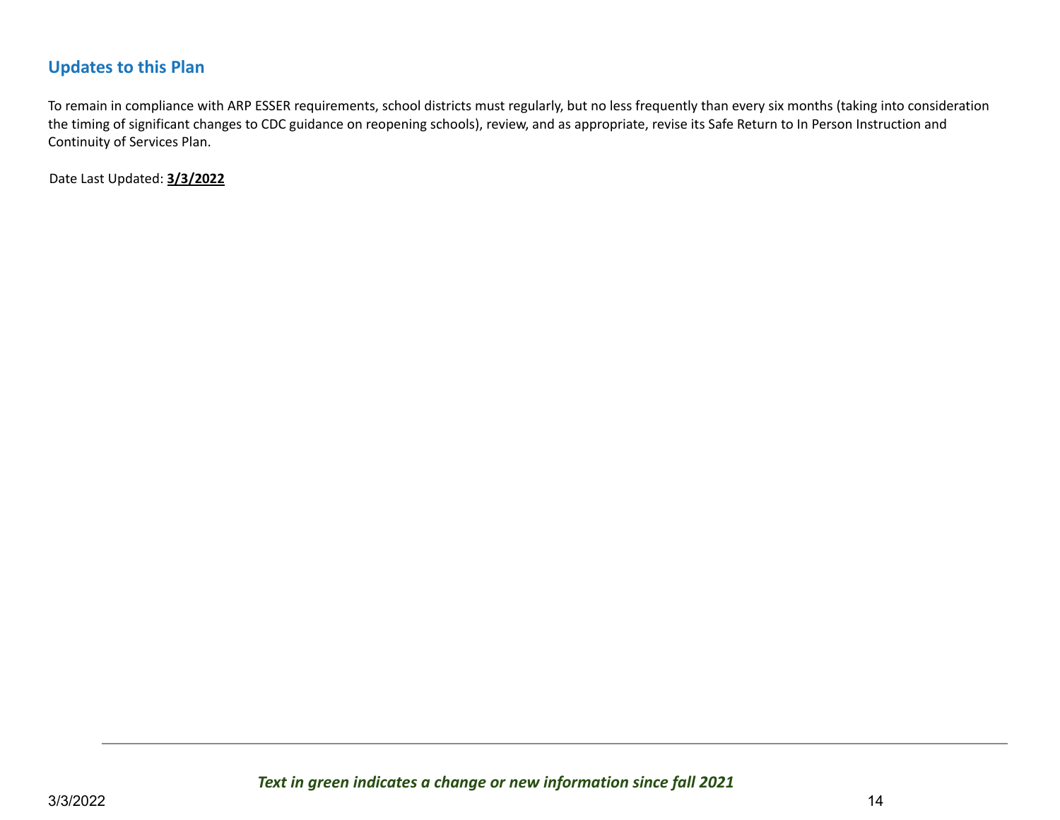## Updates to this Plan

To remain in compliance with ARP ESSER requirements, school districts must regularly, but no less frequently than every six months (taking into consideration the timing of significant changes to CDC guidance on reopening schools), review, and as appropriate, revise its Safe Return to In Person Instruction and Continuity of Services Plan.

Date Last Updated: **3/3/2022**